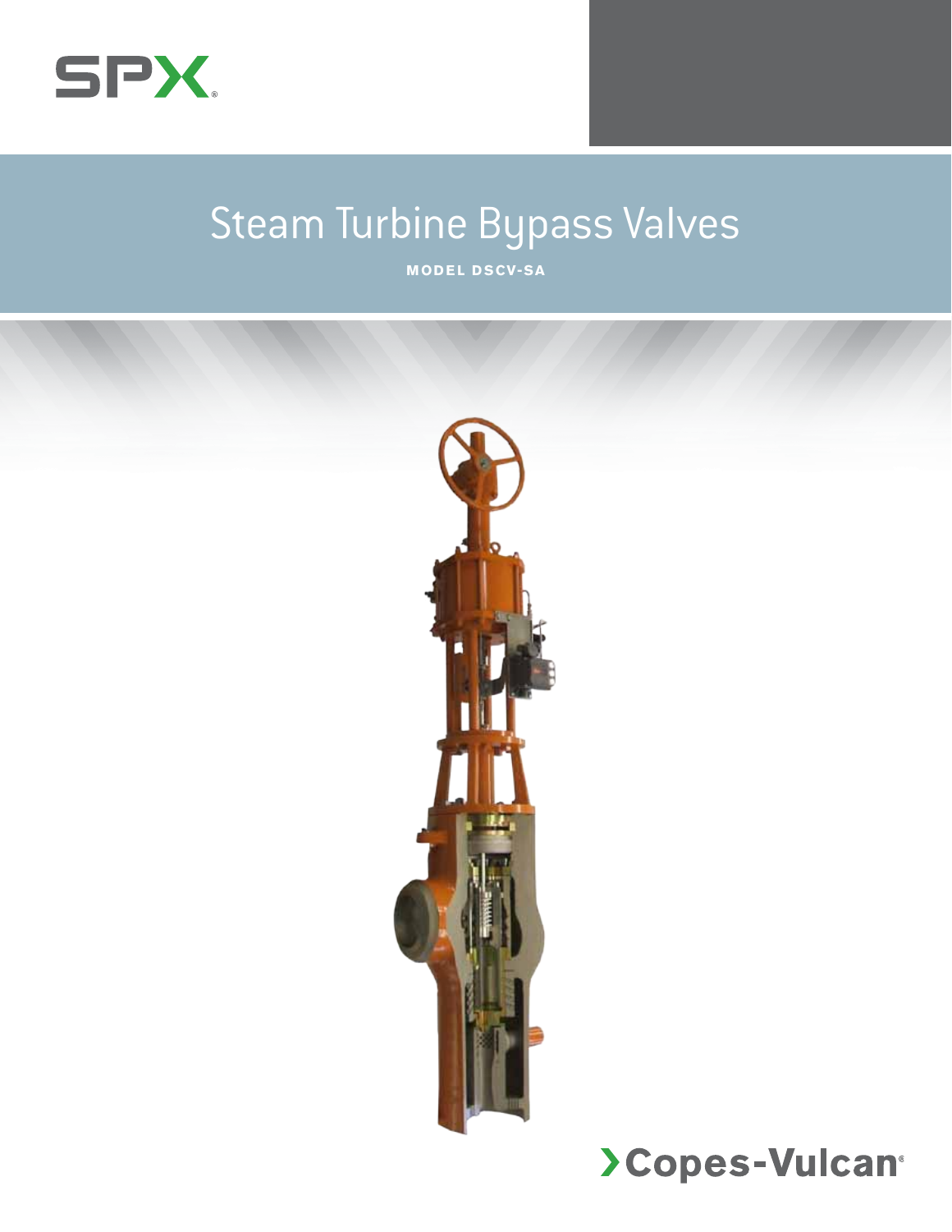SPX

# Steam Turbine Bypass Valves

MODEL DSCV-SA

Copes-Vulcan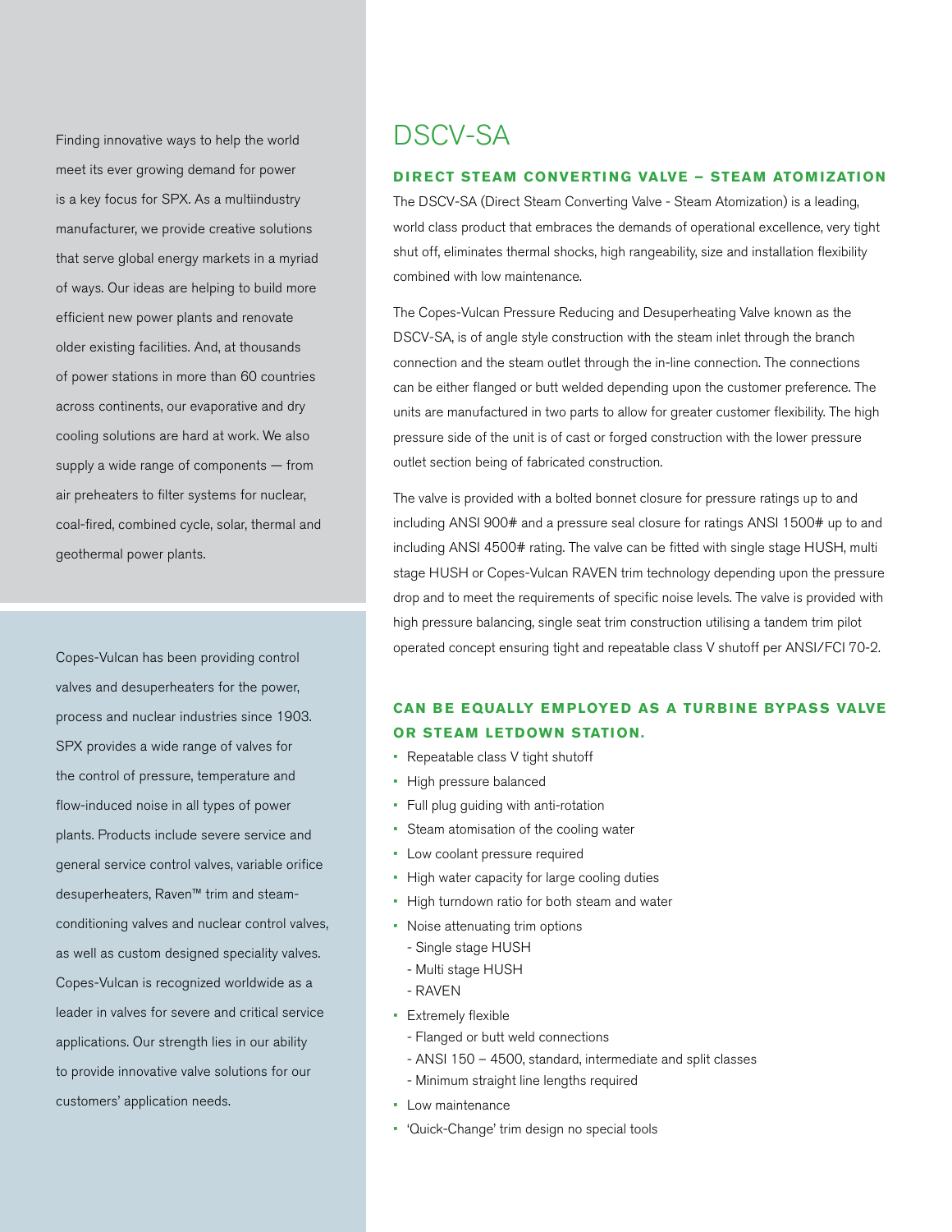Finding innovative ways to help the world meet its ever growing demand for power is a key focus for SPX. As a multiindustry manufacturer, we provide creative solutions that serve global energy markets in a myriad of ways. Our ideas are helping to build more efficient new power plants and renovate older existing facilities. And, at thousands of power stations in more than 60 countries across continents, our evaporative and dry cooling solutions are hard at work. We also supply a wide range of components — from air preheaters to filter systems for nuclear, coal-fired, combined cycle, solar, thermal and geothermal power plants.

Copes-Vulcan has been providing control valves and desuperheaters for the power, process and nuclear industries since 1903. SPX provides a wide range of valves for the control of pressure, temperature and flow-induced noise in all types of power plants. Products include severe service and general service control valves, variable orifice desuperheaters, Raven™ trim and steam-conditioning valves and nuclear control valves, as well as custom designed speciality valves. Copes-Vulcan is recognized worldwide as a leader in valves for severe and critical service applications. Our strength lies in our ability to provide innovative valve solutions for our customers' application needs.

# DSCV-SA

## DIRECT STEAM CONVERTING VALVE – STEAM ATOMIZATION

The DSCV-SA (Direct Steam Converting Valve - Steam Atomization) is a leading, world class product that embraces the demands of operational excellence, very tight shut off, eliminates thermal shocks, high rangeability, size and installation flexibility combined with low maintenance.

The Copes-Vulcan Pressure Reducing and Desuperheating Valve known as the DSCV-SA, is of angle style construction with the steam inlet through the branch connection and the steam outlet through the in-line connection. The connections can be either flanged or butt welded depending upon the customer preference. The units are manufactured in two parts to allow for greater customer flexibility. The high pressure side of the unit is of cast or forged construction with the lower pressure outlet section being of fabricated construction.

The valve is provided with a bolted bonnet closure for pressure ratings up to and including ANSI 900# and a pressure seal closure for ratings ANSI 1500# up to and including ANSI 4500# rating. The valve can be fitted with single stage HUSH, multi stage HUSH or Copes-Vulcan RAVEN trim technology depending upon the pressure drop and to meet the requirements of specific noise levels. The valve is provided with high pressure balancing, single seat trim construction utilising a tandem trim pilot operated concept ensuring tight and repeatable class V shutoff per ANSI/FCI 70-2.

## CAN BE EQUALLY EMPLOYED AS A TURBINE BYPASS VALVE OR STEAM LETDOWN STATION.

- Repeatable class V tight shutoff
- High pressure balanced
- Full plug guiding with anti-rotation
- Steam atomisation of the cooling water
- Low coolant pressure required
- High water capacity for large cooling duties
- High turndown ratio for both steam and water
- Noise attenuating trim options
  - Single stage HUSH
  - Multi stage HUSH
  - RAVEN
- Extremely flexible
  - Flanged or butt weld connections
  - ANSI 150 – 4500, standard, intermediate and split classes
  - Minimum straight line lengths required
- Low maintenance
- 'Quick-Change' trim design no special tools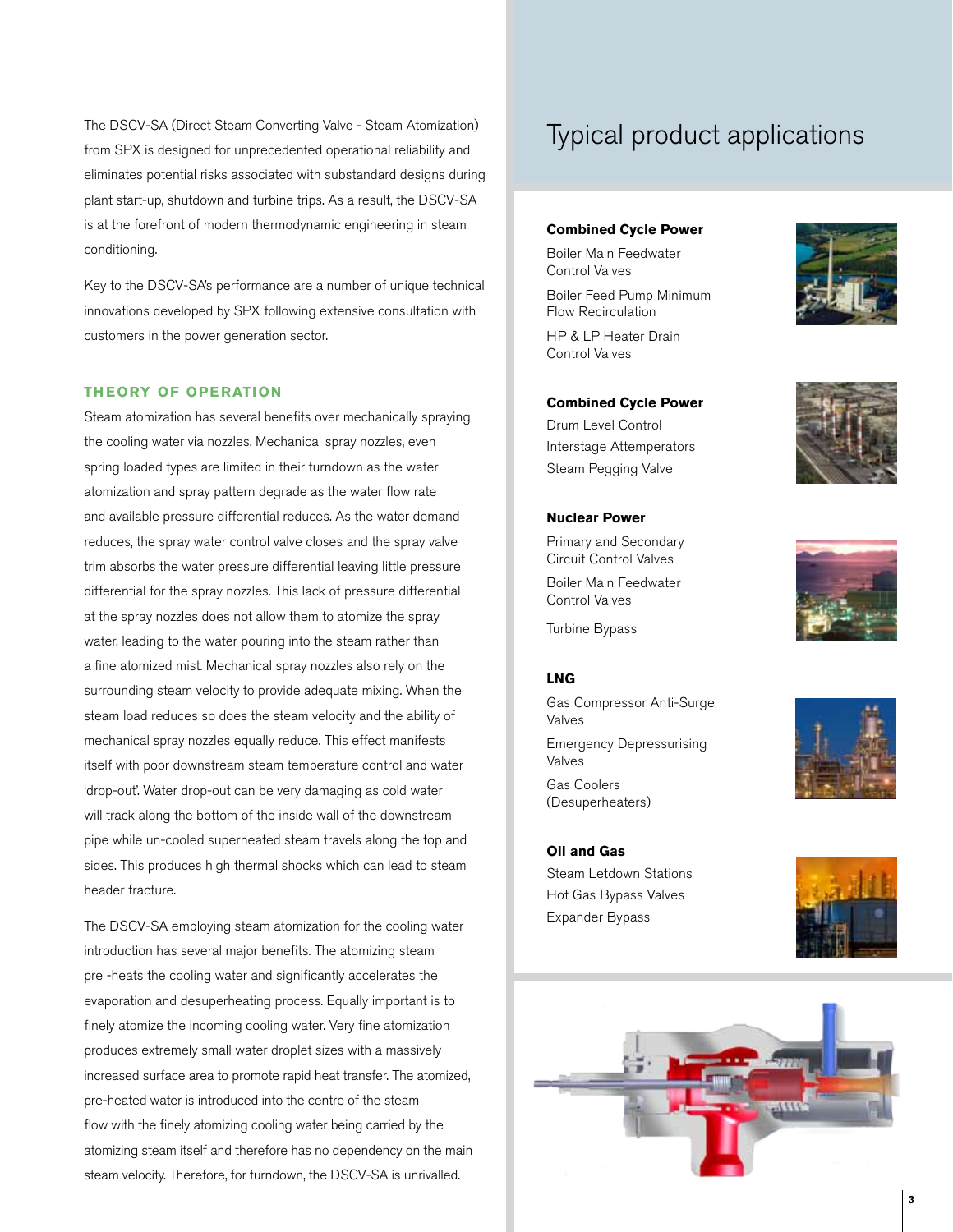The DSCV-SA (Direct Steam Converting Valve - Steam Atomization) from SPX is designed for unprecedented operational reliability and eliminates potential risks associated with substandard designs during plant start-up, shutdown and turbine trips. As a result, the DSCV-SA is at the forefront of modern thermodynamic engineering in steam conditioning.

Key to the DSCV-SA's performance are a number of unique technical innovations developed by SPX following extensive consultation with customers in the power generation sector.

## THEORY OF OPERATION

Steam atomization has several benefits over mechanically spraying the cooling water via nozzles. Mechanical spray nozzles, even spring loaded types are limited in their turndown as the water atomization and spray pattern degrade as the water flow rate and available pressure differential reduces. As the water demand reduces, the spray water control valve closes and the spray valve trim absorbs the water pressure differential leaving little pressure differential for the spray nozzles. This lack of pressure differential at the spray nozzles does not allow them to atomize the spray water, leading to the water pouring into the steam rather than a fine atomized mist. Mechanical spray nozzles also rely on the surrounding steam velocity to provide adequate mixing. When the steam load reduces so does the steam velocity and the ability of mechanical spray nozzles equally reduce. This effect manifests itself with poor downstream steam temperature control and water 'drop-out'. Water drop-out can be very damaging as cold water will track along the bottom of the inside wall of the downstream pipe while un-cooled superheated steam travels along the top and sides. This produces high thermal shocks which can lead to steam header fracture.

The DSCV-SA employing steam atomization for the cooling water introduction has several major benefits. The atomizing steam pre -heats the cooling water and significantly accelerates the evaporation and desuperheating process. Equally important is to finely atomize the incoming cooling water. Very fine atomization produces extremely small water droplet sizes with a massively increased surface area to promote rapid heat transfer. The atomized, pre-heated water is introduced into the centre of the steam flow with the finely atomizing cooling water being carried by the atomizing steam itself and therefore has no dependency on the main steam velocity. Therefore, for turndown, the DSCV-SA is unrivalled.

# Typical product applications

**Combined Cycle Power**

- Boiler Main Feedwater Control Valves
- Boiler Feed Pump Minimum Flow Recirculation
- HP & LP Heater Drain Control Valves

**Combined Cycle Power**

- Drum Level Control
- Interstage Attemperators
- Steam Pegging Valve

**Nuclear Power**

- Primary and Secondary Circuit Control Valves
- Boiler Main Feedwater Control Valves
- Turbine Bypass

**LNG**

- Gas Compressor Anti-Surge Valves
- Emergency Depressurising Valves
- Gas Coolers (Desuperheaters)

**Oil and Gas**

- Steam Letdown Stations
- Hot Gas Bypass Valves
- Expander Bypass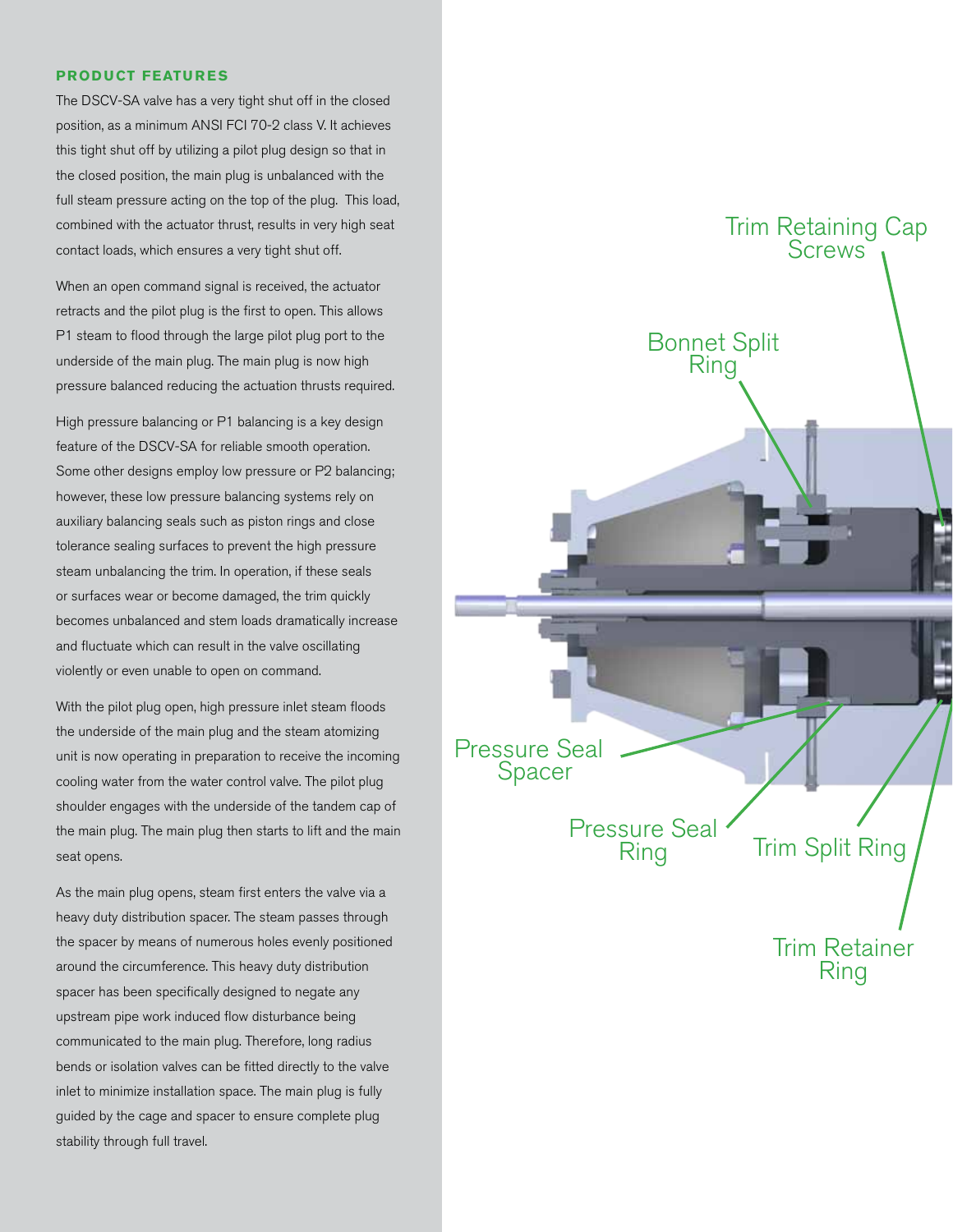## PRODUCT FEATURES

The DSCV-SA valve has a very tight shut off in the closed position, as a minimum ANSI FCI 70-2 class V. It achieves this tight shut off by utilizing a pilot plug design so that in the closed position, the main plug is unbalanced with the full steam pressure acting on the top of the plug. This load, combined with the actuator thrust, results in very high seat contact loads, which ensures a very tight shut off.

When an open command signal is received, the actuator retracts and the pilot plug is the first to open. This allows P1 steam to flood through the large pilot plug port to the underside of the main plug. The main plug is now high pressure balanced reducing the actuation thrusts required.

High pressure balancing or P1 balancing is a key design feature of the DSCV-SA for reliable smooth operation. Some other designs employ low pressure or P2 balancing; however, these low pressure balancing systems rely on auxiliary balancing seals such as piston rings and close tolerance sealing surfaces to prevent the high pressure steam unbalancing the trim. In operation, if these seals or surfaces wear or become damaged, the trim quickly becomes unbalanced and stem loads dramatically increase and fluctuate which can result in the valve oscillating violently or even unable to open on command.

With the pilot plug open, high pressure inlet steam floods the underside of the main plug and the steam atomizing unit is now operating in preparation to receive the incoming cooling water from the water control valve. The pilot plug shoulder engages with the underside of the tandem cap of the main plug. The main plug then starts to lift and the main seat opens.

As the main plug opens, steam first enters the valve via a heavy duty distribution spacer. The steam passes through the spacer by means of numerous holes evenly positioned around the circumference. This heavy duty distribution spacer has been specifically designed to negate any upstream pipe work induced flow disturbance being communicated to the main plug. Therefore, long radius bends or isolation valves can be fitted directly to the valve inlet to minimize installation space. The main plug is fully guided by the cage and spacer to ensure complete plug stability through full travel.

Trim Retaining Cap Screws

Bonnet Split Ring

Pressure Seal Spacer

Pressure Seal Ring

Trim Split Ring

Trim Retainer Ring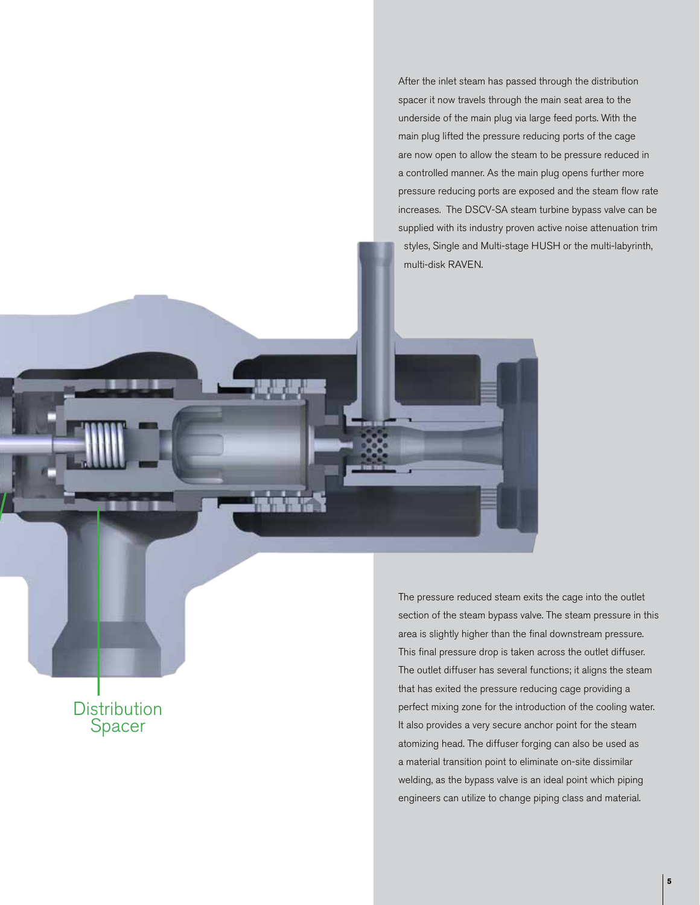After the inlet steam has passed through the distribution spacer it now travels through the main seat area to the underside of the main plug via large feed ports. With the main plug lifted the pressure reducing ports of the cage are now open to allow the steam to be pressure reduced in a controlled manner. As the main plug opens further more pressure reducing ports are exposed and the steam flow rate increases. The DSCV-SA steam turbine bypass valve can be supplied with its industry proven active noise attenuation trim styles, Single and Multi-stage HUSH or the multi-labyrinth, multi-disk RAVEN.

Distribution Spacer

The pressure reduced steam exits the cage into the outlet section of the steam bypass valve. The steam pressure in this area is slightly higher than the final downstream pressure. This final pressure drop is taken across the outlet diffuser. The outlet diffuser has several functions; it aligns the steam that has exited the pressure reducing cage providing a perfect mixing zone for the introduction of the cooling water. It also provides a very secure anchor point for the steam atomizing head. The diffuser forging can also be used as a material transition point to eliminate on-site dissimilar welding, as the bypass valve is an ideal point which piping engineers can utilize to change piping class and material.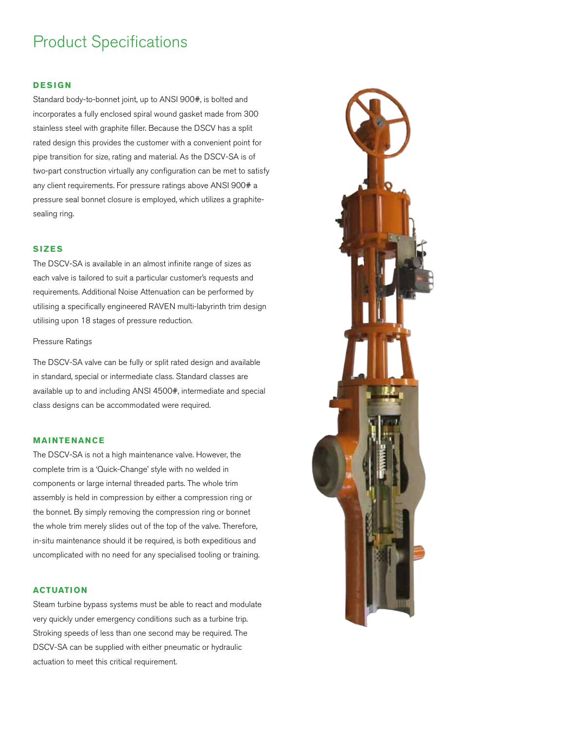# Product Specifications

## DESIGN

Standard body-to-bonnet joint, up to ANSI 900#, is bolted and incorporates a fully enclosed spiral wound gasket made from 300 stainless steel with graphite filler. Because the DSCV has a split rated design this provides the customer with a convenient point for pipe transition for size, rating and material. As the DSCV-SA is of two-part construction virtually any configuration can be met to satisfy any client requirements. For pressure ratings above ANSI 900# a pressure seal bonnet closure is employed, which utilizes a graphite-sealing ring.

## SIZES

The DSCV-SA is available in an almost infinite range of sizes as each valve is tailored to suit a particular customer's requests and requirements. Additional Noise Attenuation can be performed by utilising a specifically engineered RAVEN multi-labyrinth trim design utilising upon 18 stages of pressure reduction.

Pressure Ratings

The DSCV-SA valve can be fully or split rated design and available in standard, special or intermediate class. Standard classes are available up to and including ANSI 4500#, intermediate and special class designs can be accommodated were required.

## MAINTENANCE

The DSCV-SA is not a high maintenance valve. However, the complete trim is a 'Quick-Change' style with no welded in components or large internal threaded parts. The whole trim assembly is held in compression by either a compression ring or the bonnet. By simply removing the compression ring or bonnet the whole trim merely slides out of the top of the valve. Therefore, in-situ maintenance should it be required, is both expeditious and uncomplicated with no need for any specialised tooling or training.

## ACTUATION

Steam turbine bypass systems must be able to react and modulate very quickly under emergency conditions such as a turbine trip. Stroking speeds of less than one second may be required. The DSCV-SA can be supplied with either pneumatic or hydraulic actuation to meet this critical requirement.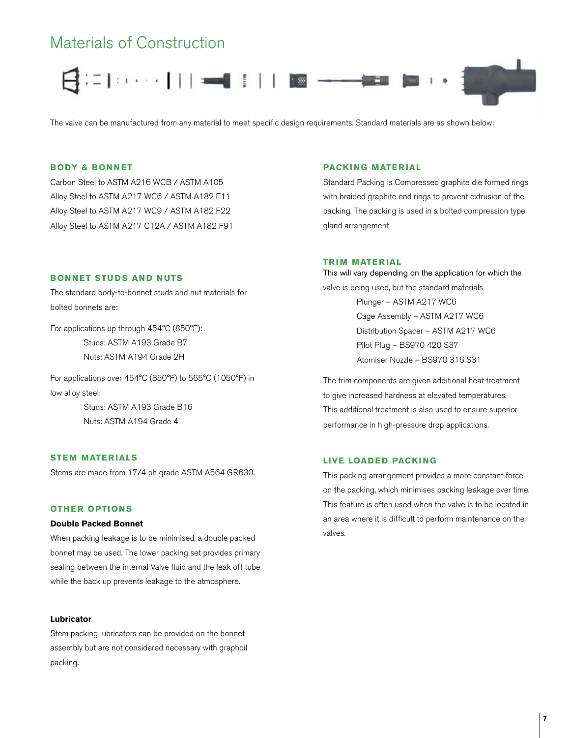# Materials of Construction

The valve can be manufactured from any material to meet specific design requirements. Standard materials are as shown below:

### BODY & BONNET

Carbon Steel to ASTM A216 WCB / ASTM A105
Alloy Steel to ASTM A217 WC6 / ASTM A182 F11
Alloy Steel to ASTM A217 WC9 / ASTM A182 F22
Alloy Steel to ASTM A217 C12A / ASTM A182 F91

### BONNET STUDS AND NUTS

The standard body-to-bonnet studs and nut materials for bolted bonnets are:

For applications up through 454°C (850°F):
- Studs: ASTM A193 Grade B7
- Nuts: ASTM A194 Grade 2H

For applications over 454°C (850°F) to 565°C (1050°F) in low alloy steel:
- Studs: ASTM A193 Grade B16
- Nuts: ASTM A194 Grade 4

### STEM MATERIALS

Stems are made from 17/4 ph grade ASTM A564 GR630.

### OTHER OPTIONS

**Double Packed Bonnet**

When packing leakage is to be minimised, a double packed bonnet may be used. The lower packing set provides primary sealing between the internal Valve fluid and the leak off tube while the back up prevents leakage to the atmosphere.

**Lubricator**

Stem packing lubricators can be provided on the bonnet assembly but are not considered necessary with graphoil packing.

### PACKING MATERIAL

Standard Packing is Compressed graphite die formed rings with braided graphite end rings to prevent extrusion of the packing. The packing is used in a bolted compression type gland arrangement

### TRIM MATERIAL

This will vary depending on the application for which the valve is being used, but the standard materials
- Plunger – ASTM A217 WC6
- Cage Assembly – ASTM A217 WC6
- Distribution Spacer – ASTM A217 WC6
- Pilot Plug – BS970 420 S37
- Atomiser Nozzle – BS970 316 S31

The trim components are given additional heat treatment to give increased hardness at elevated temperatures. This additional treatment is also used to ensure superior performance in high-pressure drop applications.

### LIVE LOADED PACKING

This packing arrangement provides a more constant force on the packing, which minimises packing leakage over time. This feature is often used when the valve is to be located in an area where it is difficult to perform maintenance on the valves.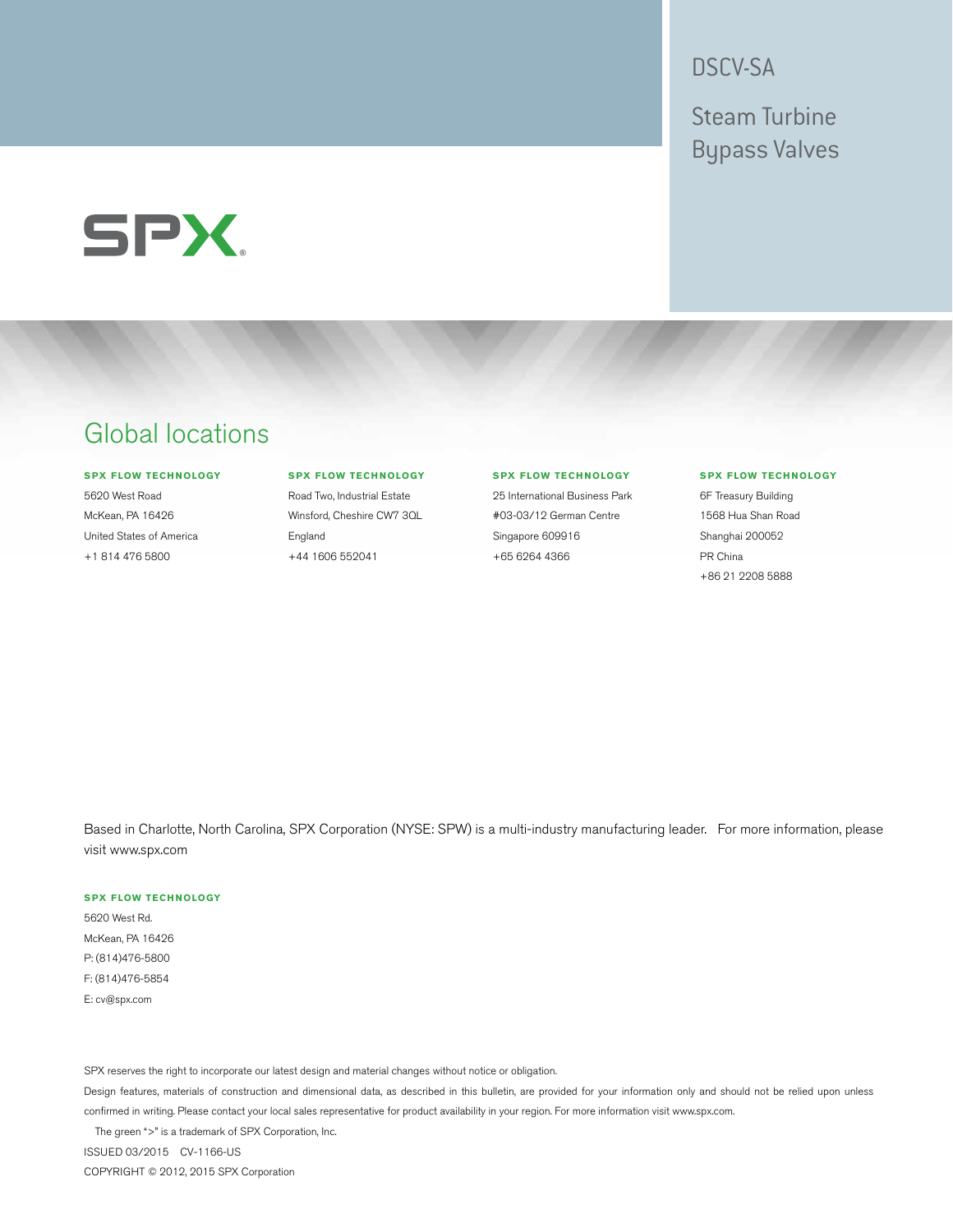DSCV-SA

Steam Turbine Bypass Valves

SPX

## Global locations

**SPX FLOW TECHNOLOGY**
5620 West Road
McKean, PA 16426
United States of America
+1 814 476 5800

**SPX FLOW TECHNOLOGY**
Road Two, Industrial Estate
Winsford, Cheshire CW7 3QL
England
+44 1606 552041

**SPX FLOW TECHNOLOGY**
25 International Business Park
#03-03/12 German Centre
Singapore 609916
+65 6264 4366

**SPX FLOW TECHNOLOGY**
6F Treasury Building
1568 Hua Shan Road
Shanghai 200052
PR China
+86 21 2208 5888

Based in Charlotte, North Carolina, SPX Corporation (NYSE: SPW) is a multi-industry manufacturing leader. For more information, please visit www.spx.com

**SPX FLOW TECHNOLOGY**
5620 West Rd.
McKean, PA 16426
P: (814)476-5800
F: (814)476-5854
E: cv@spx.com

SPX reserves the right to incorporate our latest design and material changes without notice or obligation.

Design features, materials of construction and dimensional data, as described in this bulletin, are provided for your information only and should not be relied upon unless confirmed in writing. Please contact your local sales representative for product availability in your region. For more information visit www.spx.com.

The green ">" is a trademark of SPX Corporation, Inc.

ISSUED 03/2015 CV-1166-US

COPYRIGHT © 2012, 2015 SPX Corporation